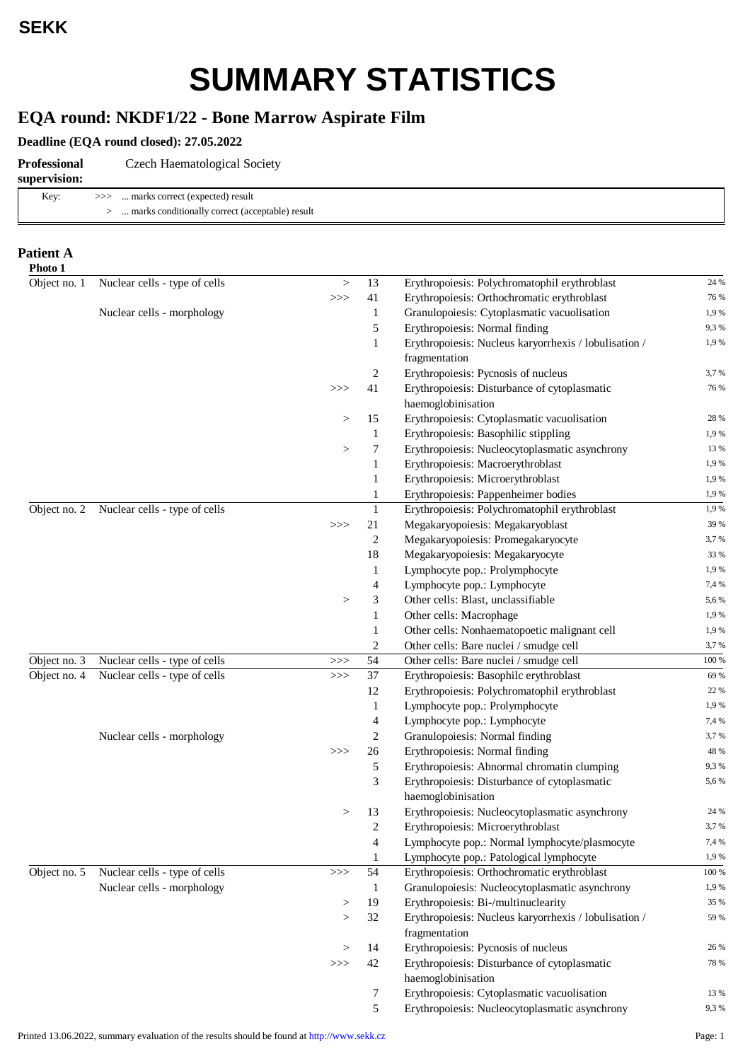**SEKK**

# SUMMARY STATISTICS

## EQA round: NKDF1/22 - Bone Marrow Aspirate Film

**Deadline (EQA round closed): 27.05.2022**

**Professional supervision:** Czech Haematological Society

| Key: | | |
|---|---|---|
| | >>> | ... marks correct (expected) result |
| | > | ... marks conditionally correct (acceptable) result |

### Patient A

**Photo 1**

| Object | Category | Mark | Count | Result | % |
|---|---|---|---|---|---|
| Object no. 1 | Nuclear cells - type of cells | > | 13 | Erythropoiesis: Polychromatophil erythroblast | 24 % |
| | | >>> | 41 | Erythropoiesis: Orthochromatic erythroblast | 76 % |
| | Nuclear cells - morphology | | 1 | Granulopoiesis: Cytoplasmatic vacuolisation | 1,9 % |
| | | | 5 | Erythropoiesis: Normal finding | 9,3 % |
| | | | 1 | Erythropoiesis: Nucleus karyorrhexis / lobulisation / fragmentation | 1,9 % |
| | | | 2 | Erythropoiesis: Pycnosis of nucleus | 3,7 % |
| | | >>> | 41 | Erythropoiesis: Disturbance of cytoplasmatic haemoglobinisation | 76 % |
| | | > | 15 | Erythropoiesis: Cytoplasmatic vacuolisation | 28 % |
| | | | 1 | Erythropoiesis: Basophilic stippling | 1,9 % |
| | | > | 7 | Erythropoiesis: Nucleocytoplasmatic asynchrony | 13 % |
| | | | 1 | Erythropoiesis: Macroerythroblast | 1,9 % |
| | | | 1 | Erythropoiesis: Microerythroblast | 1,9 % |
| | | | 1 | Erythropoiesis: Pappenheimer bodies | 1,9 % |
| Object no. 2 | Nuclear cells - type of cells | | 1 | Erythropoiesis: Polychromatophil erythroblast | 1,9 % |
| | | >>> | 21 | Megakaryopoiesis: Megakaryoblast | 39 % |
| | | | 2 | Megakaryopoiesis: Promegakaryocyte | 3,7 % |
| | | | 18 | Megakaryopoiesis: Megakaryocyte | 33 % |
| | | | 1 | Lymphocyte pop.: Prolymphocyte | 1,9 % |
| | | | 4 | Lymphocyte pop.: Lymphocyte | 7,4 % |
| | | > | 3 | Other cells: Blast, unclassifiable | 5,6 % |
| | | | 1 | Other cells: Macrophage | 1,9 % |
| | | | 1 | Other cells: Nonhaematopoetic malignant cell | 1,9 % |
| | | | 2 | Other cells: Bare nuclei / smudge cell | 3,7 % |
| Object no. 3 | Nuclear cells - type of cells | >>> | 54 | Other cells: Bare nuclei / smudge cell | 100 % |
| Object no. 4 | Nuclear cells - type of cells | >>> | 37 | Erythropoiesis: Basophilc erythroblast | 69 % |
| | | | 12 | Erythropoiesis: Polychromatophil erythroblast | 22 % |
| | | | 1 | Lymphocyte pop.: Prolymphocyte | 1,9 % |
| | | | 4 | Lymphocyte pop.: Lymphocyte | 7,4 % |
| | Nuclear cells - morphology | | 2 | Granulopoiesis: Normal finding | 3,7 % |
| | | >>> | 26 | Erythropoiesis: Normal finding | 48 % |
| | | | 5 | Erythropoiesis: Abnormal chromatin clumping | 9,3 % |
| | | | 3 | Erythropoiesis: Disturbance of cytoplasmatic haemoglobinisation | 5,6 % |
| | | > | 13 | Erythropoiesis: Nucleocytoplasmatic asynchrony | 24 % |
| | | | 2 | Erythropoiesis: Microerythroblast | 3,7 % |
| | | | 4 | Lymphocyte pop.: Normal lymphocyte/plasmocyte | 7,4 % |
| | | | 1 | Lymphocyte pop.: Patological lymphocyte | 1,9 % |
| Object no. 5 | Nuclear cells - type of cells | >>> | 54 | Erythropoiesis: Orthochromatic erythroblast | 100 % |
| | Nuclear cells - morphology | | 1 | Granulopoiesis: Nucleocytoplasmatic asynchrony | 1,9 % |
| | | > | 19 | Erythropoiesis: Bi-/multinuclearity | 35 % |
| | | > | 32 | Erythropoiesis: Nucleus karyorrhexis / lobulisation / fragmentation | 59 % |
| | | > | 14 | Erythropoiesis: Pycnosis of nucleus | 26 % |
| | | >>> | 42 | Erythropoiesis: Disturbance of cytoplasmatic haemoglobinisation | 78 % |
| | | | 7 | Erythropoiesis: Cytoplasmatic vacuolisation | 13 % |
| | | | 5 | Erythropoiesis: Nucleocytoplasmatic asynchrony | 9,3 % |

Printed 13.06.2022, summary evaluation of the results should be found at http://www.sekk.cz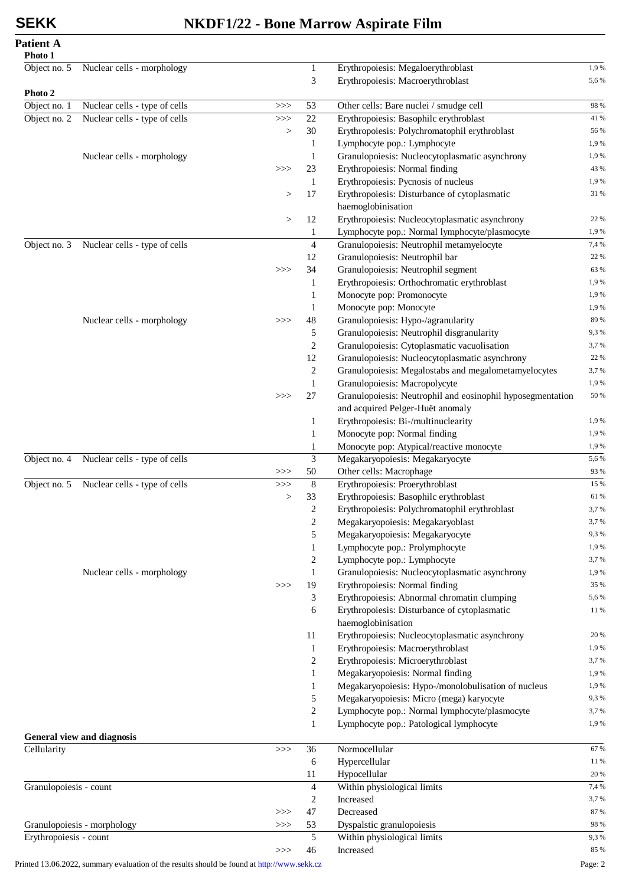# NKDF1/22 - Bone Marrow Aspirate Film

## Patient A

### Photo 1

| Object | Category | Mark | Count | Finding | % |
|---|---|---|---|---|---|
| Object no. 5 | Nuclear cells - morphology | | 1 | Erythropoiesis: Megaloerythroblast | 1,9 % |
| | | | 3 | Erythropoiesis: Macroerythroblast | 5,6 % |

### Photo 2

| Object | Category | Mark | Count | Finding | % |
|---|---|---|---|---|---|
| Object no. 1 | Nuclear cells - type of cells | >>> | 53 | Other cells: Bare nuclei / smudge cell | 98 % |
| Object no. 2 | Nuclear cells - type of cells | >>> | 22 | Erythropoiesis: Basophilc erythroblast | 41 % |
| | | > | 30 | Erythropoiesis: Polychromatophil erythroblast | 56 % |
| | | | 1 | Lymphocyte pop.: Lymphocyte | 1,9 % |
| | Nuclear cells - morphology | | 1 | Granulopoiesis: Nucleocytoplasmatic asynchrony | 1,9 % |
| | | >>> | 23 | Erythropoiesis: Normal finding | 43 % |
| | | | 1 | Erythropoiesis: Pycnosis of nucleus | 1,9 % |
| | | > | 17 | Erythropoiesis: Disturbance of cytoplasmatic haemoglobinisation | 31 % |
| | | > | 12 | Erythropoiesis: Nucleocytoplasmatic asynchrony | 22 % |
| | | | 1 | Lymphocyte pop.: Normal lymphocyte/plasmocyte | 1,9 % |
| Object no. 3 | Nuclear cells - type of cells | | 4 | Granulopoiesis: Neutrophil metamyelocyte | 7,4 % |
| | | | 12 | Granulopoiesis: Neutrophil bar | 22 % |
| | | >>> | 34 | Granulopoiesis: Neutrophil segment | 63 % |
| | | | 1 | Erythropoiesis: Orthochromatic erythroblast | 1,9 % |
| | | | 1 | Monocyte pop: Promonocyte | 1,9 % |
| | | | 1 | Monocyte pop: Monocyte | 1,9 % |
| | Nuclear cells - morphology | >>> | 48 | Granulopoiesis: Hypo-/agranularity | 89 % |
| | | | 5 | Granulopoiesis: Neutrophil disgranularity | 9,3 % |
| | | | 2 | Granulopoiesis: Cytoplasmatic vacuolisation | 3,7 % |
| | | | 12 | Granulopoiesis: Nucleocytoplasmatic asynchrony | 22 % |
| | | | 2 | Granulopoiesis: Megalostabs and megalometamyelocytes | 3,7 % |
| | | | 1 | Granulopoiesis: Macropolycyte | 1,9 % |
| | | >>> | 27 | Granulopoiesis: Neutrophil and eosinophil hyposegmentation and acquired Pelger-Huët anomaly | 50 % |
| | | | 1 | Erythropoiesis: Bi-/multinuclearity | 1,9 % |
| | | | 1 | Monocyte pop: Normal finding | 1,9 % |
| | | | 1 | Monocyte pop: Atypical/reactive monocyte | 1,9 % |
| Object no. 4 | Nuclear cells - type of cells | | 3 | Megakaryopoiesis: Megakaryocyte | 5,6 % |
| | | >>> | 50 | Other cells: Macrophage | 93 % |
| Object no. 5 | Nuclear cells - type of cells | >>> | 8 | Erythropoiesis: Proerythroblast | 15 % |
| | | > | 33 | Erythropoiesis: Basophilc erythroblast | 61 % |
| | | | 2 | Erythropoiesis: Polychromatophil erythroblast | 3,7 % |
| | | | 2 | Megakaryopoiesis: Megakaryoblast | 3,7 % |
| | | | 5 | Megakaryopoiesis: Megakaryocyte | 9,3 % |
| | | | 1 | Lymphocyte pop.: Prolymphocyte | 1,9 % |
| | | | 2 | Lymphocyte pop.: Lymphocyte | 3,7 % |
| | Nuclear cells - morphology | | 1 | Granulopoiesis: Nucleocytoplasmatic asynchrony | 1,9 % |
| | | >>> | 19 | Erythropoiesis: Normal finding | 35 % |
| | | | 3 | Erythropoiesis: Abnormal chromatin clumping | 5,6 % |
| | | | 6 | Erythropoiesis: Disturbance of cytoplasmatic haemoglobinisation | 11 % |
| | | | 11 | Erythropoiesis: Nucleocytoplasmatic asynchrony | 20 % |
| | | | 1 | Erythropoiesis: Macroerythroblast | 1,9 % |
| | | | 2 | Erythropoiesis: Microerythroblast | 3,7 % |
| | | | 1 | Megakaryopoiesis: Normal finding | 1,9 % |
| | | | 1 | Megakaryopoiesis: Hypo-/monolobulisation of nucleus | 1,9 % |
| | | | 5 | Megakaryopoiesis: Micro (mega) karyocyte | 9,3 % |
| | | | 2 | Lymphocyte pop.: Normal lymphocyte/plasmocyte | 3,7 % |
| | | | 1 | Lymphocyte pop.: Patological lymphocyte | 1,9 % |

### General view and diagnosis

| Category | Mark | Count | Finding | % |
|---|---|---|---|---|
| Cellularity | >>> | 36 | Normocellular | 67 % |
| | | 6 | Hypercellular | 11 % |
| | | 11 | Hypocellular | 20 % |
| Granulopoiesis - count | | 4 | Within physiological limits | 7,4 % |
| | | 2 | Increased | 3,7 % |
| | >>> | 47 | Decreased | 87 % |
| Granulopoiesis - morphology | >>> | 53 | Dyspalstic granulopoiesis | 98 % |
| Erythropoiesis - count | | 5 | Within physiological limits | 9,3 % |
| | >>> | 46 | Increased | 85 % |

Printed 13.06.2022, summary evaluation of the results should be found at http://www.sekk.cz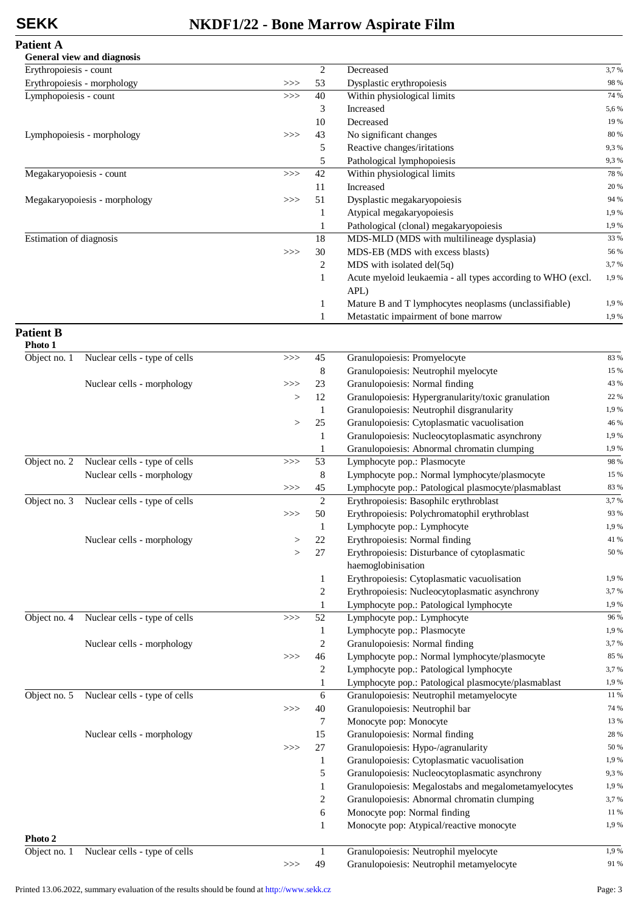## Patient A

### General view and diagnosis

| | | | | |
|---|---|---|---|---|
| Erythropoiesis - count | | 2 | Decreased | 3,7 % |
| Erythropoiesis - morphology | >>> | 53 | Dysplastic erythropoiesis | 98 % |
| Lymphopoiesis - count | >>> | 40 | Within physiological limits | 74 % |
| | | 3 | Increased | 5,6 % |
| | | 10 | Decreased | 19 % |
| Lymphopoiesis - morphology | >>> | 43 | No significant changes | 80 % |
| | | 5 | Reactive changes/iritations | 9,3 % |
| | | 5 | Pathological lymphopoiesis | 9,3 % |
| Megakaryopoiesis - count | >>> | 42 | Within physiological limits | 78 % |
| | | 11 | Increased | 20 % |
| Megakaryopoiesis - morphology | >>> | 51 | Dysplastic megakaryopoiesis | 94 % |
| | | 1 | Atypical megakaryopoiesis | 1,9 % |
| | | 1 | Pathological (clonal) megakaryopoiesis | 1,9 % |
| Estimation of diagnosis | | 18 | MDS-MLD (MDS with multilineage dysplasia) | 33 % |
| | >>> | 30 | MDS-EB (MDS with excess blasts) | 56 % |
| | | 2 | MDS with isolated del(5q) | 3,7 % |
| | | 1 | Acute myeloid leukaemia - all types according to WHO (excl. APL) | 1,9 % |
| | | 1 | Mature B and T lymphocytes neoplasms (unclassifiable) | 1,9 % |
| | | 1 | Metastatic impairment of bone marrow | 1,9 % |

## Patient B

### Photo 1

| | | | | | |
|---|---|---|---|---|---|
| Object no. 1 | Nuclear cells - type of cells | >>> | 45 | Granulopoiesis: Promyelocyte | 83 % |
| | | | 8 | Granulopoiesis: Neutrophil myelocyte | 15 % |
| | Nuclear cells - morphology | >>> | 23 | Granulopoiesis: Normal finding | 43 % |
| | | > | 12 | Granulopoiesis: Hypergranularity/toxic granulation | 22 % |
| | | | 1 | Granulopoiesis: Neutrophil disgranularity | 1,9 % |
| | | > | 25 | Granulopoiesis: Cytoplasmatic vacuolisation | 46 % |
| | | | 1 | Granulopoiesis: Nucleocytoplasmatic asynchrony | 1,9 % |
| | | | 1 | Granulopoiesis: Abnormal chromatin clumping | 1,9 % |
| Object no. 2 | Nuclear cells - type of cells | >>> | 53 | Lymphocyte pop.: Plasmocyte | 98 % |
| | Nuclear cells - morphology | | 8 | Lymphocyte pop.: Normal lymphocyte/plasmocyte | 15 % |
| | | >>> | 45 | Lymphocyte pop.: Patological plasmocyte/plasmablast | 83 % |
| Object no. 3 | Nuclear cells - type of cells | | 2 | Erythropoiesis: Basophilc erythroblast | 3,7 % |
| | | >>> | 50 | Erythropoiesis: Polychromatophil erythroblast | 93 % |
| | | | 1 | Lymphocyte pop.: Lymphocyte | 1,9 % |
| | Nuclear cells - morphology | > | 22 | Erythropoiesis: Normal finding | 41 % |
| | | > | 27 | Erythropoiesis: Disturbance of cytoplasmatic haemoglobinisation | 50 % |
| | | | 1 | Erythropoiesis: Cytoplasmatic vacuolisation | 1,9 % |
| | | | 2 | Erythropoiesis: Nucleocytoplasmatic asynchrony | 3,7 % |
| | | | 1 | Lymphocyte pop.: Patological lymphocyte | 1,9 % |
| Object no. 4 | Nuclear cells - type of cells | >>> | 52 | Lymphocyte pop.: Lymphocyte | 96 % |
| | | | 1 | Lymphocyte pop.: Plasmocyte | 1,9 % |
| | Nuclear cells - morphology | | 2 | Granulopoiesis: Normal finding | 3,7 % |
| | | >>> | 46 | Lymphocyte pop.: Normal lymphocyte/plasmocyte | 85 % |
| | | | 2 | Lymphocyte pop.: Patological lymphocyte | 3,7 % |
| | | | 1 | Lymphocyte pop.: Patological plasmocyte/plasmablast | 1,9 % |
| Object no. 5 | Nuclear cells - type of cells | | 6 | Granulopoiesis: Neutrophil metamyelocyte | 11 % |
| | | >>> | 40 | Granulopoiesis: Neutrophil bar | 74 % |
| | | | 7 | Monocyte pop: Monocyte | 13 % |
| | Nuclear cells - morphology | | 15 | Granulopoiesis: Normal finding | 28 % |
| | | >>> | 27 | Granulopoiesis: Hypo-/agranularity | 50 % |
| | | | 1 | Granulopoiesis: Cytoplasmatic vacuolisation | 1,9 % |
| | | | 5 | Granulopoiesis: Nucleocytoplasmatic asynchrony | 9,3 % |
| | | | 1 | Granulopoiesis: Megalostabs and megalometamyelocytes | 1,9 % |
| | | | 2 | Granulopoiesis: Abnormal chromatin clumping | 3,7 % |
| | | | 6 | Monocyte pop: Normal finding | 11 % |
| | | | 1 | Monocyte pop: Atypical/reactive monocyte | 1,9 % |

### Photo 2

| | | | | | |
|---|---|---|---|---|---|
| Object no. 1 | Nuclear cells - type of cells | | 1 | Granulopoiesis: Neutrophil myelocyte | 1,9 % |
| | | >>> | 49 | Granulopoiesis: Neutrophil metamyelocyte | 91 % |

Printed 13.06.2022, summary evaluation of the results should be found at http://www.sekk.cz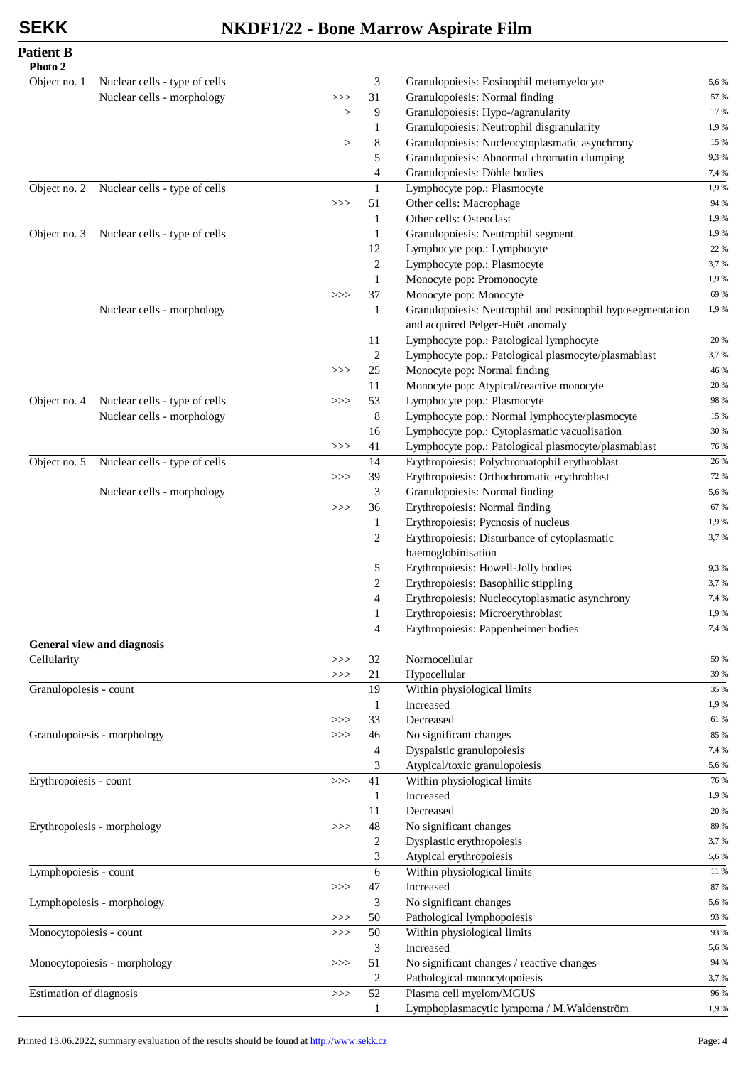## Patient B

### Photo 2

| Object | Category | Mark | Count | Finding | % |
|---|---|---|---|---|---|
| Object no. 1 | Nuclear cells - type of cells | | 3 | Granulopoiesis: Eosinophil metamyelocyte | 5,6 % |
| | Nuclear cells - morphology | >>> | 31 | Granulopoiesis: Normal finding | 57 % |
| | | > | 9 | Granulopoiesis: Hypo-/agranularity | 17 % |
| | | | 1 | Granulopoiesis: Neutrophil disgranularity | 1,9 % |
| | | > | 8 | Granulopoiesis: Nucleocytoplasmatic asynchrony | 15 % |
| | | | 5 | Granulopoiesis: Abnormal chromatin clumping | 9,3 % |
| | | | 4 | Granulopoiesis: Döhle bodies | 7,4 % |
| Object no. 2 | Nuclear cells - type of cells | | 1 | Lymphocyte pop.: Plasmocyte | 1,9 % |
| | | >>> | 51 | Other cells: Macrophage | 94 % |
| | | | 1 | Other cells: Osteoclast | 1,9 % |
| Object no. 3 | Nuclear cells - type of cells | | 1 | Granulopoiesis: Neutrophil segment | 1,9 % |
| | | | 12 | Lymphocyte pop.: Lymphocyte | 22 % |
| | | | 2 | Lymphocyte pop.: Plasmocyte | 3,7 % |
| | | | 1 | Monocyte pop: Promonocyte | 1,9 % |
| | | >>> | 37 | Monocyte pop: Monocyte | 69 % |
| | Nuclear cells - morphology | | 1 | Granulopoiesis: Neutrophil and eosinophil hyposegmentation and acquired Pelger-Huët anomaly | 1,9 % |
| | | | 11 | Lymphocyte pop.: Patological lymphocyte | 20 % |
| | | | 2 | Lymphocyte pop.: Patological plasmocyte/plasmablast | 3,7 % |
| | | >>> | 25 | Monocyte pop: Normal finding | 46 % |
| | | | 11 | Monocyte pop: Atypical/reactive monocyte | 20 % |
| Object no. 4 | Nuclear cells - type of cells | >>> | 53 | Lymphocyte pop.: Plasmocyte | 98 % |
| | Nuclear cells - morphology | | 8 | Lymphocyte pop.: Normal lymphocyte/plasmocyte | 15 % |
| | | | 16 | Lymphocyte pop.: Cytoplasmatic vacuolisation | 30 % |
| | | >>> | 41 | Lymphocyte pop.: Patological plasmocyte/plasmablast | 76 % |
| Object no. 5 | Nuclear cells - type of cells | | 14 | Erythropoiesis: Polychromatophil erythroblast | 26 % |
| | | >>> | 39 | Erythropoiesis: Orthochromatic erythroblast | 72 % |
| | Nuclear cells - morphology | | 3 | Granulopoiesis: Normal finding | 5,6 % |
| | | >>> | 36 | Erythropoiesis: Normal finding | 67 % |
| | | | 1 | Erythropoiesis: Pycnosis of nucleus | 1,9 % |
| | | | 2 | Erythropoiesis: Disturbance of cytoplasmatic haemoglobinisation | 3,7 % |
| | | | 5 | Erythropoiesis: Howell-Jolly bodies | 9,3 % |
| | | | 2 | Erythropoiesis: Basophilic stippling | 3,7 % |
| | | | 4 | Erythropoiesis: Nucleocytoplasmatic asynchrony | 7,4 % |
| | | | 1 | Erythropoiesis: Microerythroblast | 1,9 % |
| | | | 4 | Erythropoiesis: Pappenheimer bodies | 7,4 % |

### General view and diagnosis

| Category | Mark | Count | Finding | % |
|---|---|---|---|---|
| Cellularity | >>> | 32 | Normocellular | 59 % |
| | >>> | 21 | Hypocellular | 39 % |
| Granulopoiesis - count | | 19 | Within physiological limits | 35 % |
| | | 1 | Increased | 1,9 % |
| | >>> | 33 | Decreased | 61 % |
| Granulopoiesis - morphology | >>> | 46 | No significant changes | 85 % |
| | | 4 | Dyspalstic granulopoiesis | 7,4 % |
| | | 3 | Atypical/toxic granulopoiesis | 5,6 % |
| Erythropoiesis - count | >>> | 41 | Within physiological limits | 76 % |
| | | 1 | Increased | 1,9 % |
| | | 11 | Decreased | 20 % |
| Erythropoiesis - morphology | >>> | 48 | No significant changes | 89 % |
| | | 2 | Dysplastic erythropoiesis | 3,7 % |
| | | 3 | Atypical erythropoiesis | 5,6 % |
| Lymphopoiesis - count | | 6 | Within physiological limits | 11 % |
| | >>> | 47 | Increased | 87 % |
| Lymphopoiesis - morphology | | 3 | No significant changes | 5,6 % |
| | >>> | 50 | Pathological lymphopoiesis | 93 % |
| Monocytopoiesis - count | >>> | 50 | Within physiological limits | 93 % |
| | | 3 | Increased | 5,6 % |
| Monocytopoiesis - morphology | >>> | 51 | No significant changes / reactive changes | 94 % |
| | | 2 | Pathological monocytopoiesis | 3,7 % |
| Estimation of diagnosis | >>> | 52 | Plasma cell myelom/MGUS | 96 % |
| | | 1 | Lymphoplasmacytic lympoma / M.Waldenström | 1,9 % |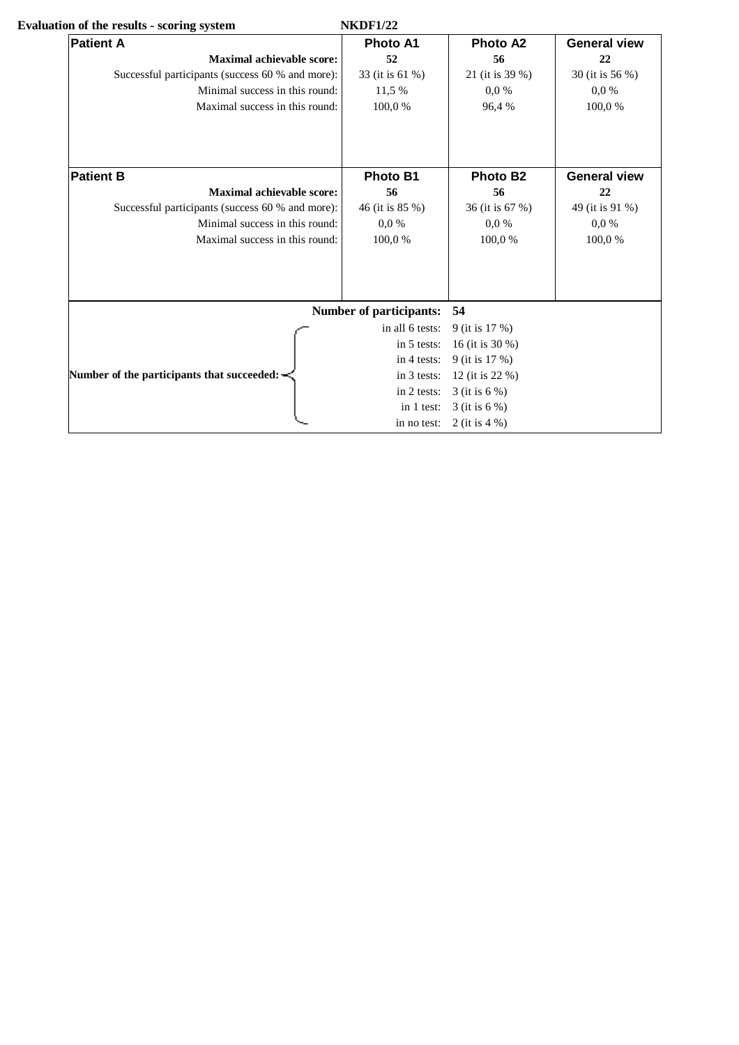**Evaluation of the results - scoring system** **NKDF1/22**

| **Patient A** | **Photo A1** | **Photo A2** | **General view** |
|---|---|---|---|
| **Maximal achievable score:** | **52** | **56** | **22** |
| Successful participants (success 60 % and more): | 33 (it is 61 %) | 21 (it is 39 %) | 30 (it is 56 %) |
| Minimal success in this round: | 11,5 % | 0,0 % | 0,0 % |
| Maximal success in this round: | 100,0 % | 96,4 % | 100,0 % |

| **Patient B** | **Photo B1** | **Photo B2** | **General view** |
|---|---|---|---|
| **Maximal achievable score:** | **56** | **56** | **22** |
| Successful participants (success 60 % and more): | 46 (it is 85 %) | 36 (it is 67 %) | 49 (it is 91 %) |
| Minimal success in this round: | 0,0 % | 0,0 % | 0,0 % |
| Maximal success in this round: | 100,0 % | 100,0 % | 100,0 % |

| | | |
|---|---|---|
| | **Number of participants:** | **54** |
| **Number of the participants that succeeded:** | in all 6 tests: | 9 (it is 17 %) |
| | in 5 tests: | 16 (it is 30 %) |
| | in 4 tests: | 9 (it is 17 %) |
| | in 3 tests: | 12 (it is 22 %) |
| | in 2 tests: | 3 (it is 6 %) |
| | in 1 test: | 3 (it is 6 %) |
| | in no test: | 2 (it is 4 %) |